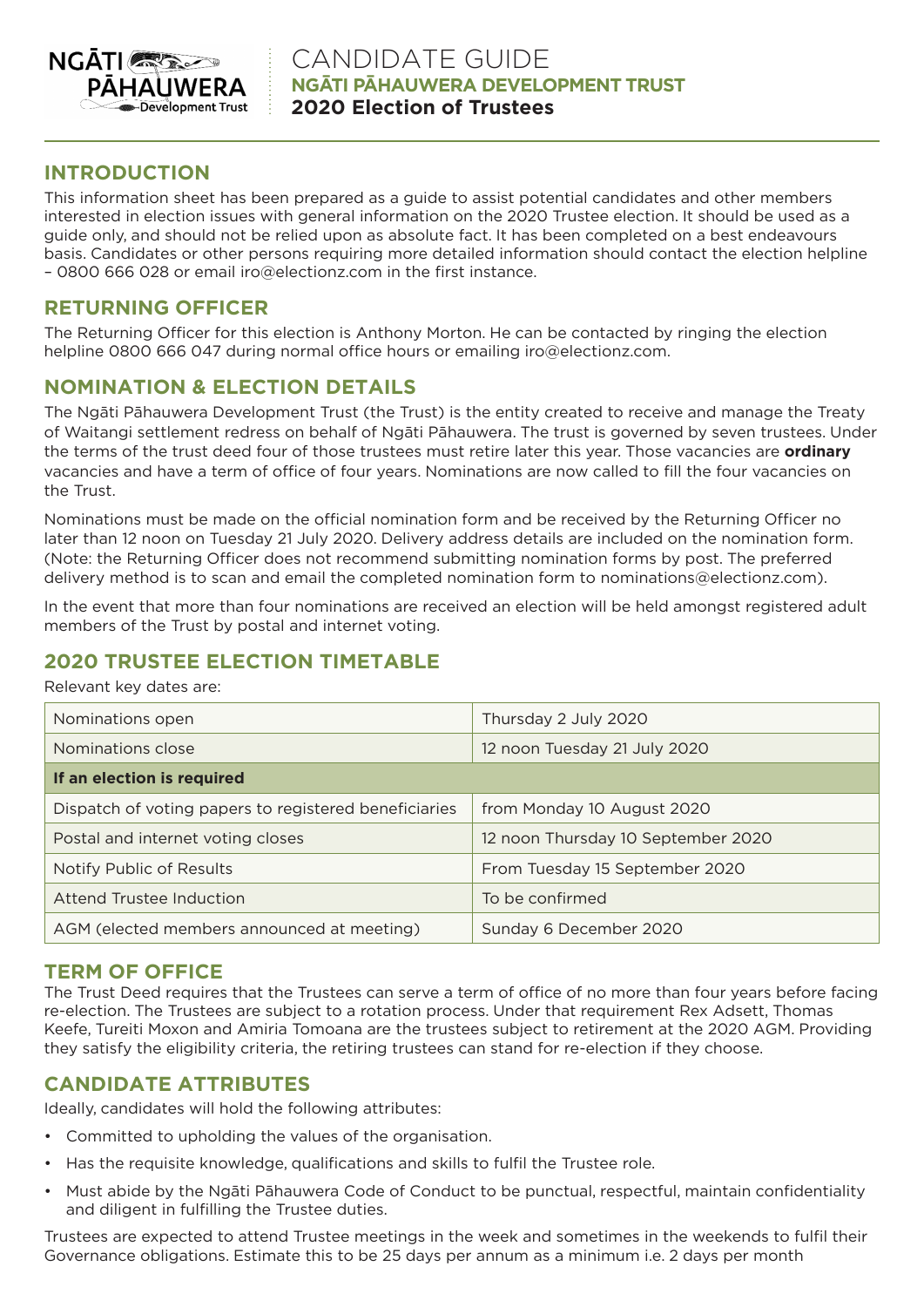# CANDIDATE GUIDE

**NGĀTI PĀHAUWERA DEVELOPMENT TRUST**

**2020 Election of Trustees**

## INTRODUCTION

This information sheet has been prepared as a guide to assist potential candidates and other members interested in election issues with general information on the 2020 Trustee election. It should be used as a guide only, and should not be relied upon as absolute fact. It has been completed on a best endeavours basis. Candidates or other persons requiring more detailed information should contact the election helpline – 0800 666 028 or email iro@electionz.com in the first instance.

## RETURNING OFFICER

The Returning Officer for this election is Anthony Morton. He can be contacted by ringing the election helpline 0800 666 047 during normal office hours or emailing iro@electionz.com.

## NOMINATION & ELECTION DETAILS

The Ngāti Pāhauwera Development Trust (the Trust) is the entity created to receive and manage the Treaty of Waitangi settlement redress on behalf of Ngāti Pāhauwera. The trust is governed by seven trustees. Under the terms of the trust deed four of those trustees must retire later this year. Those vacancies are **ordinary** vacancies and have a term of office of four years. Nominations are now called to fill the four vacancies on the Trust.

Nominations must be made on the official nomination form and be received by the Returning Officer no later than 12 noon on Tuesday 21 July 2020. Delivery address details are included on the nomination form. (Note: the Returning Officer does not recommend submitting nomination forms by post. The preferred delivery method is to scan and email the completed nomination form to nominations@electionz.com).

In the event that more than four nominations are received an election will be held amongst registered adult members of the Trust by postal and internet voting.

## 2020 TRUSTEE ELECTION TIMETABLE

Relevant key dates are:

| | |
|---|---|
| Nominations open | Thursday 2 July 2020 |
| Nominations close | 12 noon Tuesday 21 July 2020 |
| **If an election is required** | |
| Dispatch of voting papers to registered beneficiaries | from Monday 10 August 2020 |
| Postal and internet voting closes | 12 noon Thursday 10 September 2020 |
| Notify Public of Results | From Tuesday 15 September 2020 |
| Attend Trustee Induction | To be confirmed |
| AGM (elected members announced at meeting) | Sunday 6 December 2020 |

## TERM OF OFFICE

The Trust Deed requires that the Trustees can serve a term of office of no more than four years before facing re-election. The Trustees are subject to a rotation process. Under that requirement Rex Adsett, Thomas Keefe, Tureiti Moxon and Amiria Tomoana are the trustees subject to retirement at the 2020 AGM. Providing they satisfy the eligibility criteria, the retiring trustees can stand for re-election if they choose.

## CANDIDATE ATTRIBUTES

Ideally, candidates will hold the following attributes:

- Committed to upholding the values of the organisation.
- Has the requisite knowledge, qualifications and skills to fulfil the Trustee role.
- Must abide by the Ngāti Pāhauwera Code of Conduct to be punctual, respectful, maintain confidentiality and diligent in fulfilling the Trustee duties.

Trustees are expected to attend Trustee meetings in the week and sometimes in the weekends to fulfil their Governance obligations. Estimate this to be 25 days per annum as a minimum i.e. 2 days per month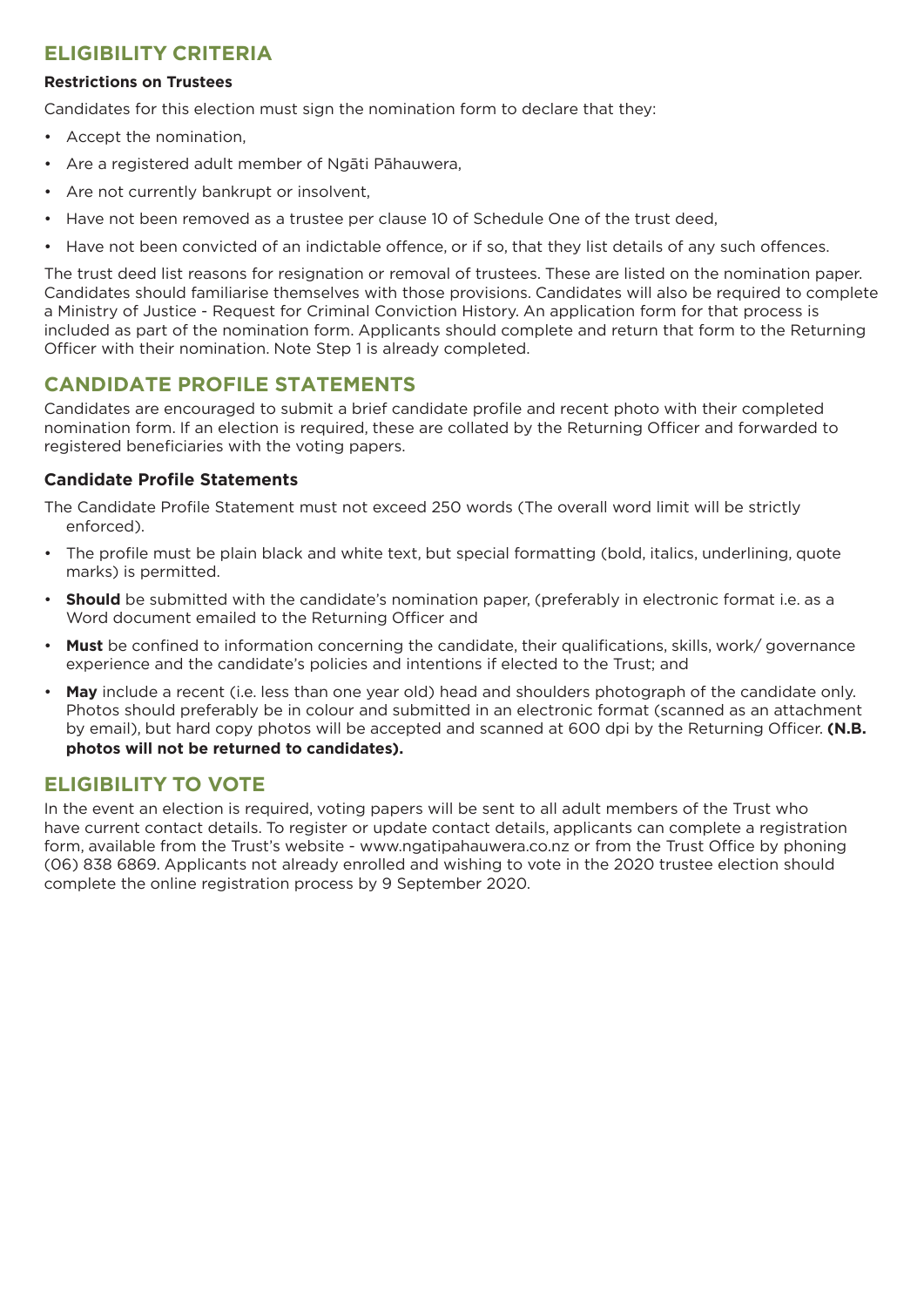## ELIGIBILITY CRITERIA

**Restrictions on Trustees**

Candidates for this election must sign the nomination form to declare that they:

- Accept the nomination,
- Are a registered adult member of Ngāti Pāhauwera,
- Are not currently bankrupt or insolvent,
- Have not been removed as a trustee per clause 10 of Schedule One of the trust deed,
- Have not been convicted of an indictable offence, or if so, that they list details of any such offences.

The trust deed list reasons for resignation or removal of trustees. These are listed on the nomination paper. Candidates should familiarise themselves with those provisions. Candidates will also be required to complete a Ministry of Justice - Request for Criminal Conviction History. An application form for that process is included as part of the nomination form. Applicants should complete and return that form to the Returning Officer with their nomination. Note Step 1 is already completed.

## CANDIDATE PROFILE STATEMENTS

Candidates are encouraged to submit a brief candidate profile and recent photo with their completed nomination form. If an election is required, these are collated by the Returning Officer and forwarded to registered beneficiaries with the voting papers.

### Candidate Profile Statements

The Candidate Profile Statement must not exceed 250 words (The overall word limit will be strictly enforced).

- The profile must be plain black and white text, but special formatting (bold, italics, underlining, quote marks) is permitted.
- **Should** be submitted with the candidate's nomination paper, (preferably in electronic format i.e. as a Word document emailed to the Returning Officer and
- **Must** be confined to information concerning the candidate, their qualifications, skills, work/ governance experience and the candidate's policies and intentions if elected to the Trust; and
- **May** include a recent (i.e. less than one year old) head and shoulders photograph of the candidate only. Photos should preferably be in colour and submitted in an electronic format (scanned as an attachment by email), but hard copy photos will be accepted and scanned at 600 dpi by the Returning Officer. **(N.B. photos will not be returned to candidates).**

## ELIGIBILITY TO VOTE

In the event an election is required, voting papers will be sent to all adult members of the Trust who have current contact details. To register or update contact details, applicants can complete a registration form, available from the Trust's website - www.ngatipahauwera.co.nz or from the Trust Office by phoning (06) 838 6869. Applicants not already enrolled and wishing to vote in the 2020 trustee election should complete the online registration process by 9 September 2020.